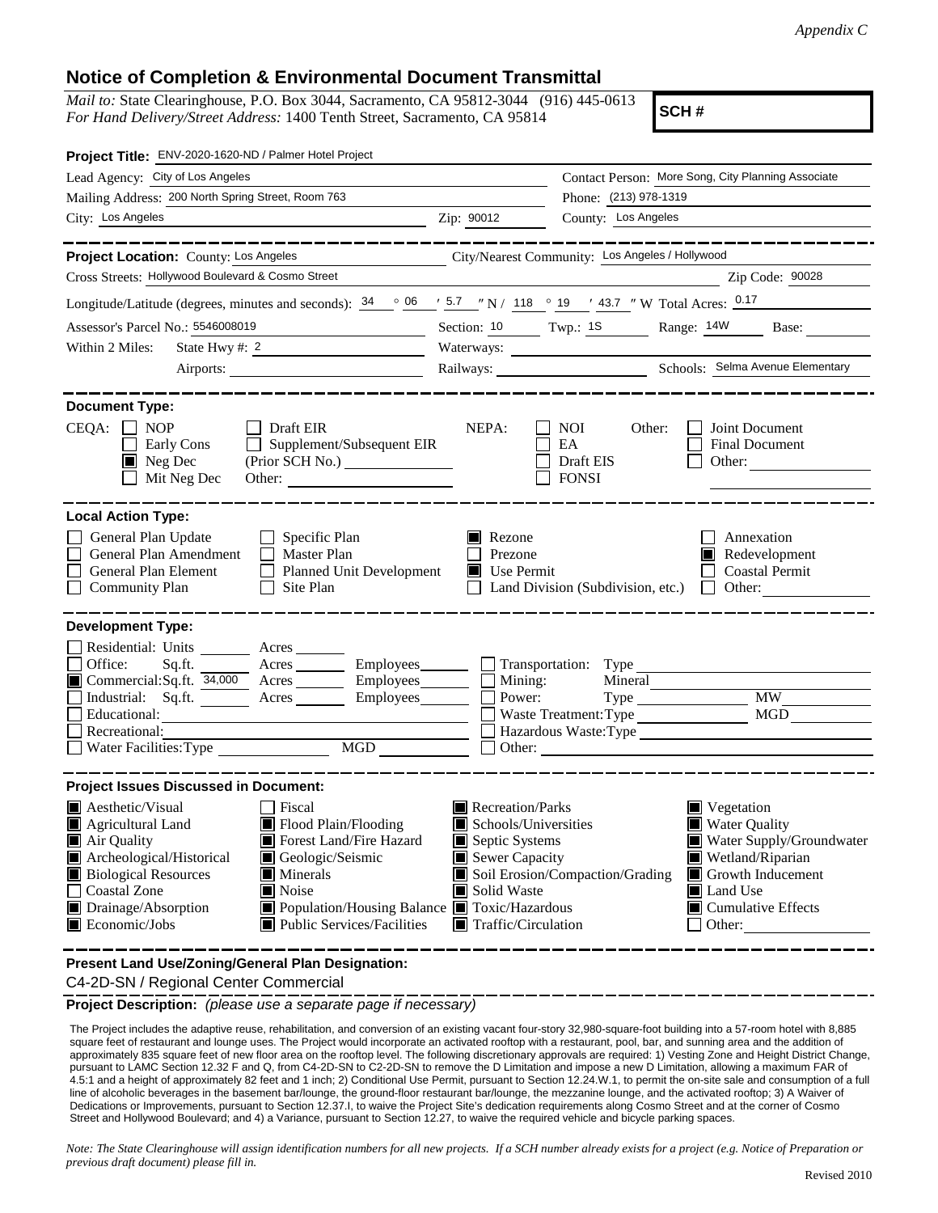*Appendix C*

# Notice of Completion & Environmental Document Transmittal

*Mail to:* State Clearinghouse, P.O. Box 3044, Sacramento, CA 95812-3044 (916) 445-0613
*For Hand Delivery/Street Address:* 1400 Tenth Street, Sacramento, CA 95814

**SCH #**

**Project Title:** ENV-2020-1620-ND / Palmer Hotel Project

Lead Agency: City of Los Angeles
Contact Person: More Song, City Planning Associate
Mailing Address: 200 North Spring Street, Room 763
Phone: (213) 978-1319
City: Los Angeles
Zip: 90012
County: Los Angeles

**Project Location:** County: Los Angeles
City/Nearest Community: Los Angeles / Hollywood
Cross Streets: Hollywood Boulevard & Cosmo Street
Zip Code: 90028
Longitude/Latitude (degrees, minutes and seconds): 34 ° 06 ′ 5.7 ″ N / 118 ° 19 ′ 43.7 ″ W Total Acres: 0.17
Assessor's Parcel No.: 5546008019
Section: 10 Twp.: 1S Range: 14W Base:
Within 2 Miles: State Hwy #: 2
Waterways:
Airports:
Railways:
Schools: Selma Avenue Elementary

**Document Type:**

CEQA: ☐ NOP ☐ Early Cons ☒ Neg Dec ☐ Mit Neg Dec ☐ Draft EIR ☐ Supplement/Subsequent EIR (Prior SCH No.) Other:

NEPA: ☐ NOI ☐ EA ☐ Draft EIS ☐ FONSI

Other: ☐ Joint Document ☐ Final Document ☐ Other:

**Local Action Type:**

☐ General Plan Update
☐ General Plan Amendment
☐ General Plan Element
☐ Community Plan
☐ Specific Plan
☐ Master Plan
☐ Planned Unit Development
☐ Site Plan
☒ Rezone
☐ Prezone
☒ Use Permit
☐ Land Division (Subdivision, etc.)
☐ Annexation
☒ Redevelopment
☐ Coastal Permit
☐ Other:

**Development Type:**

☐ Residential: Units Acres
☐ Office: Sq.ft. Acres Employees
☒ Commercial: Sq.ft. 34,000 Acres Employees
☐ Industrial: Sq.ft. Acres Employees
☐ Educational:
☐ Recreational:
☐ Water Facilities: Type MGD
☐ Transportation: Type
☐ Mining: Mineral
☐ Power: Type MW
☐ Waste Treatment: Type MGD
☐ Hazardous Waste: Type
☐ Other:

**Project Issues Discussed in Document:**

☒ Aesthetic/Visual
☒ Agricultural Land
☒ Air Quality
☒ Archeological/Historical
☒ Biological Resources
☐ Coastal Zone
☒ Drainage/Absorption
☒ Economic/Jobs
☐ Fiscal
☒ Flood Plain/Flooding
☒ Forest Land/Fire Hazard
☒ Geologic/Seismic
☒ Minerals
☒ Noise
☒ Population/Housing Balance
☒ Public Services/Facilities
☒ Recreation/Parks
☒ Schools/Universities
☒ Septic Systems
☒ Sewer Capacity
☒ Soil Erosion/Compaction/Grading
☒ Solid Waste
☒ Toxic/Hazardous
☒ Traffic/Circulation
☒ Vegetation
☒ Water Quality
☒ Water Supply/Groundwater
☒ Wetland/Riparian
☒ Growth Inducement
☒ Land Use
☒ Cumulative Effects
☐ Other:

**Present Land Use/Zoning/General Plan Designation:**

C4-2D-SN / Regional Center Commercial

**Project Description:** *(please use a separate page if necessary)*

The Project includes the adaptive reuse, rehabilitation, and conversion of an existing vacant four-story 32,980-square-foot building into a 57-room hotel with 8,885 square feet of restaurant and lounge uses. The Project would incorporate an activated rooftop with a restaurant, pool, bar, and sunning area and the addition of approximately 835 square feet of new floor area on the rooftop level. The following discretionary approvals are required: 1) Vesting Zone and Height District Change, pursuant to LAMC Section 12.32 F and Q, from C4-2D-SN to C2-2D-SN to remove the D Limitation and impose a new D Limitation, allowing a maximum FAR of 4.5:1 and a height of approximately 82 feet and 1 inch; 2) Conditional Use Permit, pursuant to Section 12.24.W.1, to permit the on-site sale and consumption of a full line of alcoholic beverages in the basement bar/lounge, the ground-floor restaurant bar/lounge, the mezzanine lounge, and the activated rooftop; 3) A Waiver of Dedications or Improvements, pursuant to Section 12.37.I, to waive the Project Site's dedication requirements along Cosmo Street and at the corner of Cosmo Street and Hollywood Boulevard; and 4) a Variance, pursuant to Section 12.27, to waive the required vehicle and bicycle parking spaces.

*Note: The State Clearinghouse will assign identification numbers for all new projects. If a SCH number already exists for a project (e.g. Notice of Preparation or previous draft document) please fill in.*

Revised 2010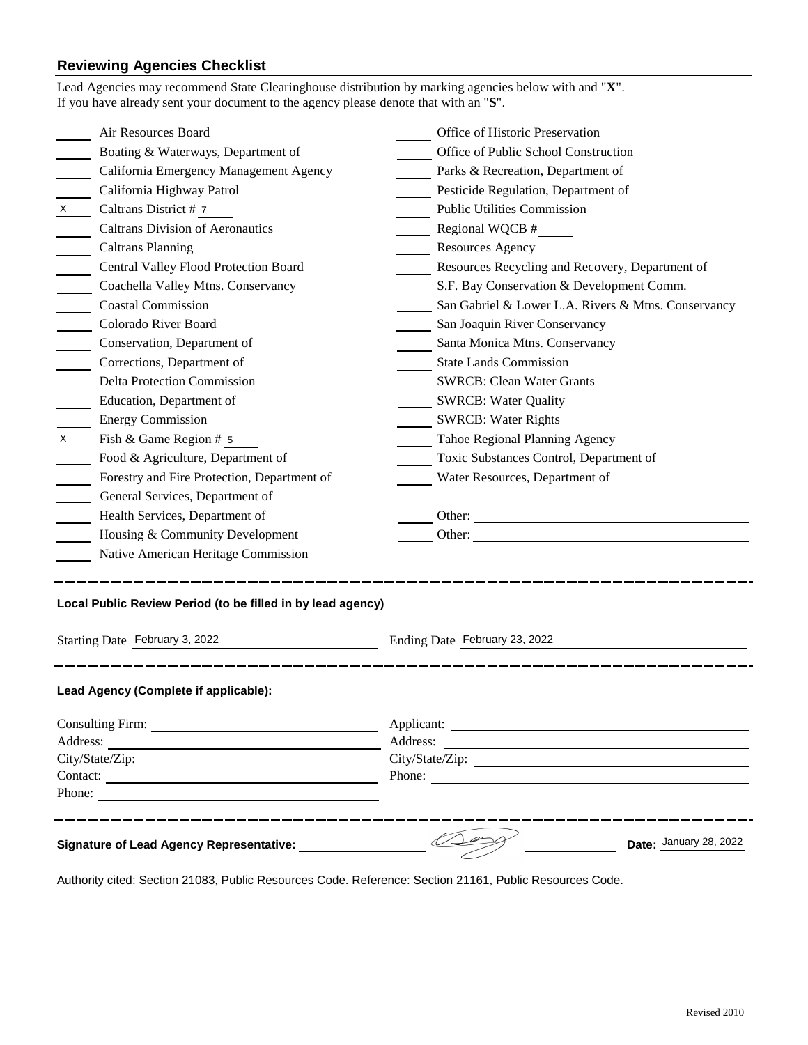## Reviewing Agencies Checklist

Lead Agencies may recommend State Clearinghouse distribution by marking agencies below with and "**X**".
If you have already sent your document to the agency please denote that with an "**S**".

| | | | |
|---|---|---|---|
| ____ | Air Resources Board | ____ | Office of Historic Preservation |
| ____ | Boating & Waterways, Department of | ____ | Office of Public School Construction |
| ____ | California Emergency Management Agency | ____ | Parks & Recreation, Department of |
| ____ | California Highway Patrol | ____ | Pesticide Regulation, Department of |
| X | Caltrans District # 7 | ____ | Public Utilities Commission |
| ____ | Caltrans Division of Aeronautics | ____ | Regional WQCB # ____ |
| ____ | Caltrans Planning | ____ | Resources Agency |
| ____ | Central Valley Flood Protection Board | ____ | Resources Recycling and Recovery, Department of |
| ____ | Coachella Valley Mtns. Conservancy | ____ | S.F. Bay Conservation & Development Comm. |
| ____ | Coastal Commission | ____ | San Gabriel & Lower L.A. Rivers & Mtns. Conservancy |
| ____ | Colorado River Board | ____ | San Joaquin River Conservancy |
| ____ | Conservation, Department of | ____ | Santa Monica Mtns. Conservancy |
| ____ | Corrections, Department of | ____ | State Lands Commission |
| ____ | Delta Protection Commission | ____ | SWRCB: Clean Water Grants |
| ____ | Education, Department of | ____ | SWRCB: Water Quality |
| ____ | Energy Commission | ____ | SWRCB: Water Rights |
| X | Fish & Game Region # 5 | ____ | Tahoe Regional Planning Agency |
| ____ | Food & Agriculture, Department of | ____ | Toxic Substances Control, Department of |
| ____ | Forestry and Fire Protection, Department of | ____ | Water Resources, Department of |
| ____ | General Services, Department of | | |
| ____ | Health Services, Department of | ____ | Other: ____ |
| ____ | Housing & Community Development | ____ | Other: ____ |
| ____ | Native American Heritage Commission | | |

---

**Local Public Review Period (to be filled in by lead agency)**

Starting Date February 3, 2022 Ending Date February 23, 2022

---

**Lead Agency (Complete if applicable):**

| | |
|---|---|
| Consulting Firm: | Applicant: |
| Address: | Address: |
| City/State/Zip: | City/State/Zip: |
| Contact: | Phone: |
| Phone: | |

---

**Signature of Lead Agency Representative:** ______________ **Date:** January 28, 2022

Authority cited: Section 21083, Public Resources Code. Reference: Section 21161, Public Resources Code.

Revised 2010